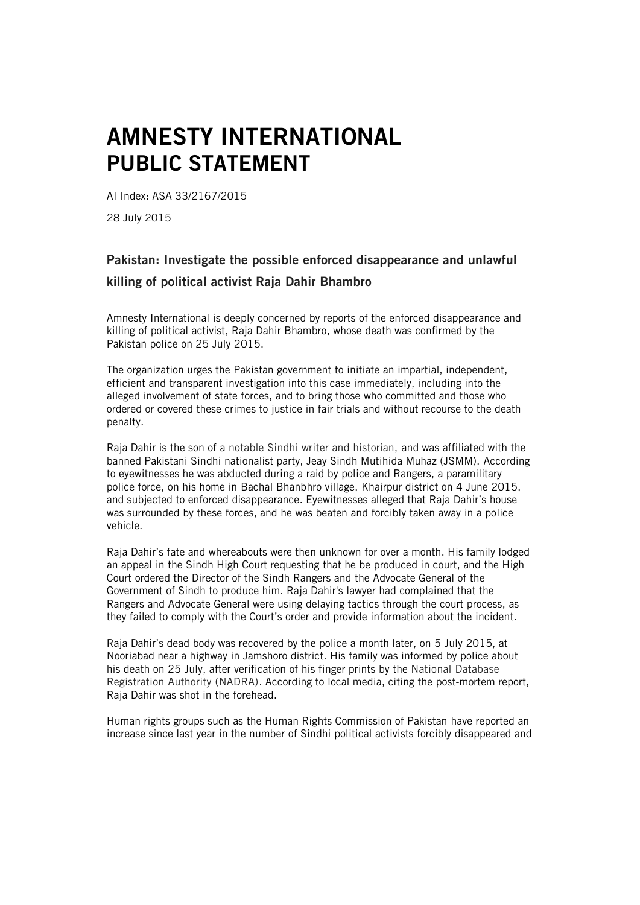# AMNESTY INTERNATIONAL PUBLIC STATEMENT

AI Index: ASA 33/2167/2015

28 July 2015

## Pakistan: Investigate the possible enforced disappearance and unlawful killing of political activist Raja Dahir Bhambro

Amnesty International is deeply concerned by reports of the enforced disappearance and killing of political activist, Raja Dahir Bhambro, whose death was confirmed by the Pakistan police on 25 July 2015.

The organization urges the Pakistan government to initiate an impartial, independent, efficient and transparent investigation into this case immediately, including into the alleged involvement of state forces, and to bring those who committed and those who ordered or covered these crimes to justice in fair trials and without recourse to the death penalty.

Raja Dahir is the son of a notable Sindhi writer and historian, and was affiliated with the banned Pakistani Sindhi nationalist party, Jeay Sindh Mutihida Muhaz (JSMM). According to eyewitnesses he was abducted during a raid by police and Rangers, a paramilitary police force, on his home in Bachal Bhanbhro village, Khairpur district on 4 June 2015, and subjected to enforced disappearance. Eyewitnesses alleged that Raja Dahir's house was surrounded by these forces, and he was beaten and forcibly taken away in a police vehicle.

Raja Dahir's fate and whereabouts were then unknown for over a month. His family lodged an appeal in the Sindh High Court requesting that he be produced in court, and the High Court ordered the Director of the Sindh Rangers and the Advocate General of the Government of Sindh to produce him. Raja Dahir's lawyer had complained that the Rangers and Advocate General were using delaying tactics through the court process, as they failed to comply with the Court's order and provide information about the incident.

Raja Dahir's dead body was recovered by the police a month later, on 5 July 2015, at Nooriabad near a highway in Jamshoro district. His family was informed by police about his death on 25 July, after verification of his finger prints by the National Database Registration Authority (NADRA). According to local media, citing the post-mortem report, Raja Dahir was shot in the forehead.

Human rights groups such as the Human Rights Commission of Pakistan have reported an increase since last year in the number of Sindhi political activists forcibly disappeared and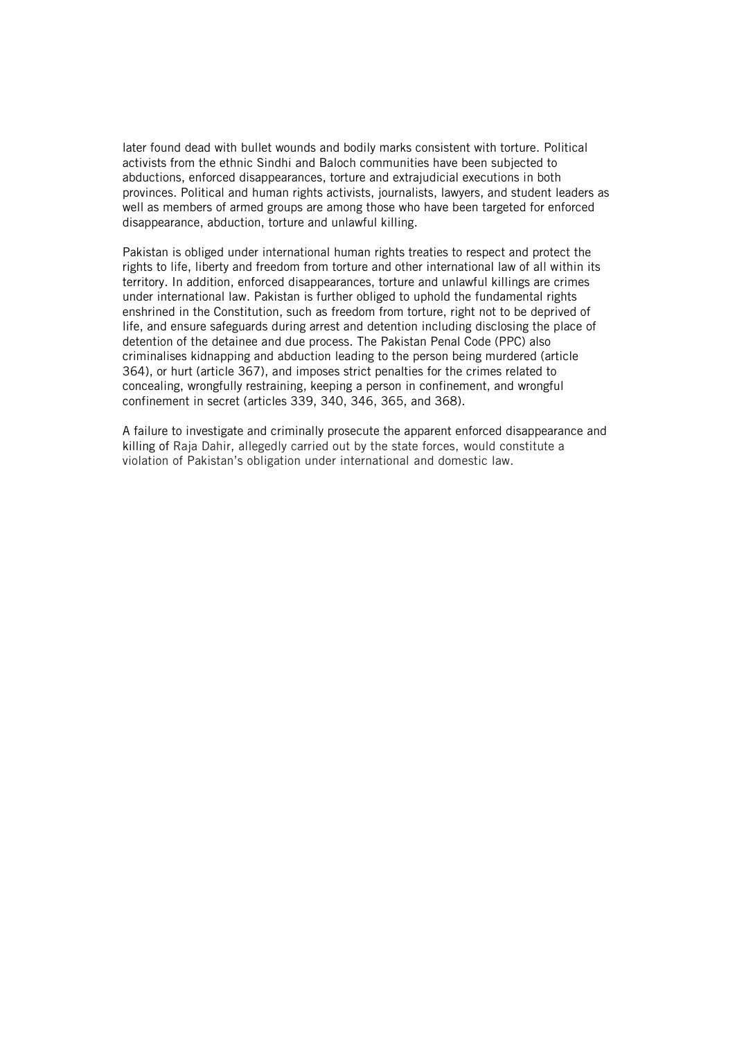later found dead with bullet wounds and bodily marks consistent with torture. Political activists from the ethnic Sindhi and Baloch communities have been subjected to abductions, enforced disappearances, torture and extrajudicial executions in both provinces. Political and human rights activists, journalists, lawyers, and student leaders as well as members of armed groups are among those who have been targeted for enforced disappearance, abduction, torture and unlawful killing.

Pakistan is obliged under international human rights treaties to respect and protect the rights to life, liberty and freedom from torture and other international law of all within its territory. In addition, enforced disappearances, torture and unlawful killings are crimes under international law. Pakistan is further obliged to uphold the fundamental rights enshrined in the Constitution, such as freedom from torture, right not to be deprived of life, and ensure safeguards during arrest and detention including disclosing the place of detention of the detainee and due process. The Pakistan Penal Code (PPC) also criminalises kidnapping and abduction leading to the person being murdered (article 364), or hurt (article 367), and imposes strict penalties for the crimes related to concealing, wrongfully restraining, keeping a person in confinement, and wrongful confinement in secret (articles 339, 340, 346, 365, and 368).

A failure to investigate and criminally prosecute the apparent enforced disappearance and killing of Raja Dahir, allegedly carried out by the state forces, would constitute a violation of Pakistan's obligation under international and domestic law.